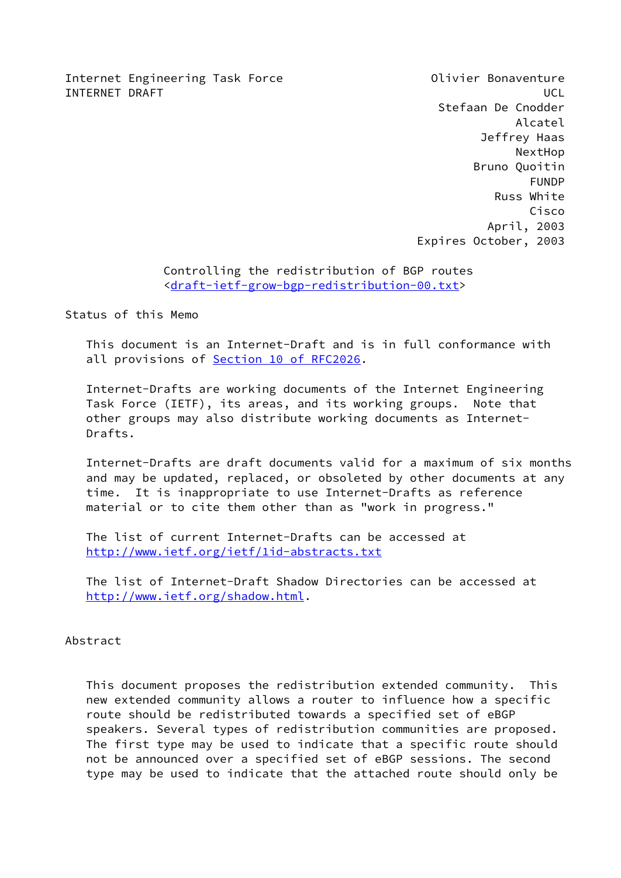Internet Engineering Task Force
INTERNET DRAFT

Olivier Bonaventure
UCL
Stefaan De Cnodder
Alcatel
Jeffrey Haas
NextHop
Bruno Quoitin
FUNDP
Russ White
Cisco
April, 2003
Expires October, 2003

# Controlling the redistribution of BGP routes
<draft-ietf-grow-bgp-redistribution-00.txt>

## Status of this Memo

This document is an Internet-Draft and is in full conformance with all provisions of Section 10 of RFC2026.

Internet-Drafts are working documents of the Internet Engineering Task Force (IETF), its areas, and its working groups. Note that other groups may also distribute working documents as Internet-Drafts.

Internet-Drafts are draft documents valid for a maximum of six months and may be updated, replaced, or obsoleted by other documents at any time. It is inappropriate to use Internet-Drafts as reference material or to cite them other than as "work in progress."

The list of current Internet-Drafts can be accessed at http://www.ietf.org/ietf/1id-abstracts.txt

The list of Internet-Draft Shadow Directories can be accessed at http://www.ietf.org/shadow.html.

## Abstract

This document proposes the redistribution extended community. This new extended community allows a router to influence how a specific route should be redistributed towards a specified set of eBGP speakers. Several types of redistribution communities are proposed. The first type may be used to indicate that a specific route should not be announced over a specified set of eBGP sessions. The second type may be used to indicate that the attached route should only be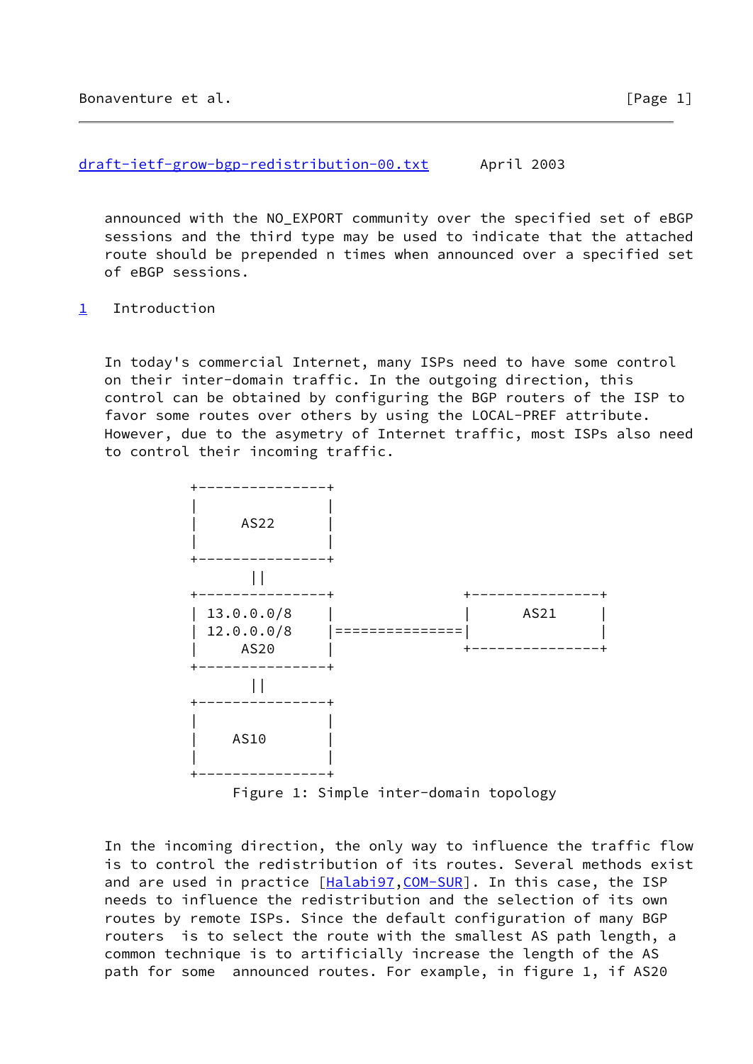announced with the NO_EXPORT community over the specified set of eBGP sessions and the third type may be used to indicate that the attached route should be prepended n times when announced over a specified set of eBGP sessions.

# 1 Introduction

In today's commercial Internet, many ISPs need to have some control on their inter-domain traffic. In the outgoing direction, this control can be obtained by configuring the BGP routers of the ISP to favor some routes over others by using the LOCAL-PREF attribute. However, due to the asymetry of Internet traffic, most ISPs also need to control their incoming traffic.

```
          +---------------+
          |               |
          |     AS22      |
          |               |
          +---------------+
                 ||
          +---------------+                +---------------+
          | 13.0.0.0/8    |                |      AS21     |
          | 12.0.0.0/8    |================|               |
          |     AS20      |                +---------------+
          +---------------+
                 ||
          +---------------+
          |               |
          |    AS10       |
          |               |
          +---------------+
```

Figure 1: Simple inter-domain topology

In the incoming direction, the only way to influence the traffic flow is to control the redistribution of its routes. Several methods exist and are used in practice [Halabi97,COM-SUR]. In this case, the ISP needs to influence the redistribution and the selection of its own routes by remote ISPs. Since the default configuration of many BGP routers is to select the route with the smallest AS path length, a common technique is to artificially increase the length of the AS path for some announced routes. For example, in figure 1, if AS20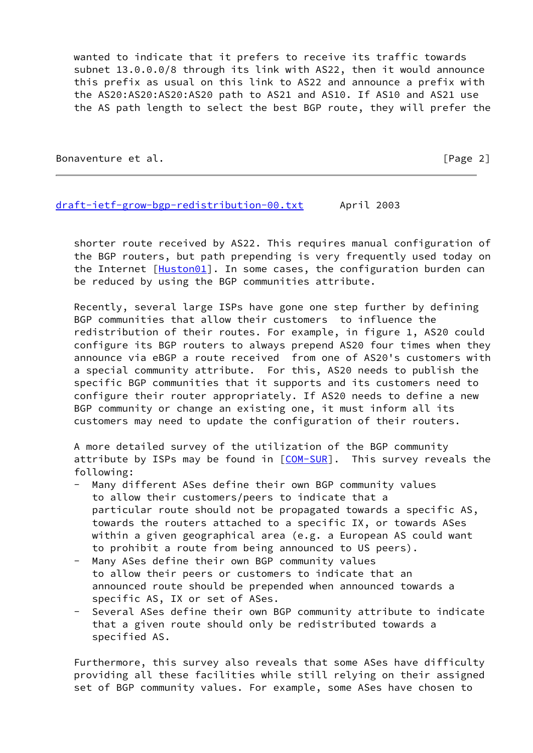wanted to indicate that it prefers to receive its traffic towards subnet 13.0.0.0/8 through its link with AS22, then it would announce this prefix as usual on this link to AS22 and announce a prefix with the AS20:AS20:AS20:AS20 path to AS21 and AS10. If AS10 and AS21 use the AS path length to select the best BGP route, they will prefer the shorter route received by AS22. This requires manual configuration of the BGP routers, but path prepending is very frequently used today on the Internet [Huston01]. In some cases, the configuration burden can be reduced by using the BGP communities attribute.

Recently, several large ISPs have gone one step further by defining BGP communities that allow their customers to influence the redistribution of their routes. For example, in figure 1, AS20 could configure its BGP routers to always prepend AS20 four times when they announce via eBGP a route received from one of AS20's customers with a special community attribute. For this, AS20 needs to publish the specific BGP communities that it supports and its customers need to configure their router appropriately. If AS20 needs to define a new BGP community or change an existing one, it must inform all its customers may need to update the configuration of their routers.

A more detailed survey of the utilization of the BGP community attribute by ISPs may be found in [COM-SUR]. This survey reveals the following:

- Many different ASes define their own BGP community values to allow their customers/peers to indicate that a particular route should not be propagated towards a specific AS, towards the routers attached to a specific IX, or towards ASes within a given geographical area (e.g. a European AS could want to prohibit a route from being announced to US peers).
- Many ASes define their own BGP community values to allow their peers or customers to indicate that an announced route should be prepended when announced towards a specific AS, IX or set of ASes.
- Several ASes define their own BGP community attribute to indicate that a given route should only be redistributed towards a specified AS.

Furthermore, this survey also reveals that some ASes have difficulty providing all these facilities while still relying on their assigned set of BGP community values. For example, some ASes have chosen to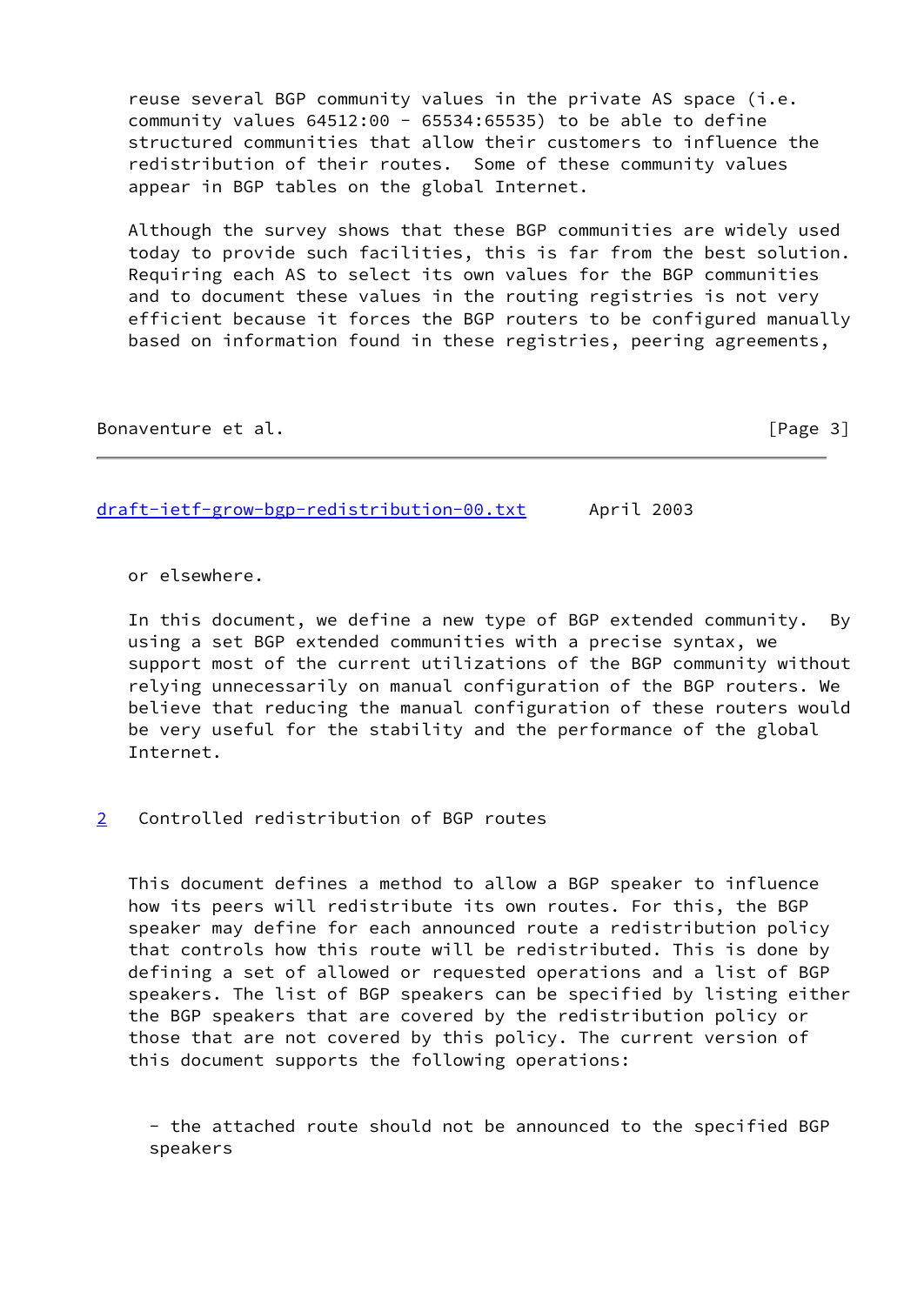reuse several BGP community values in the private AS space (i.e. community values 64512:00 - 65534:65535) to be able to define structured communities that allow their customers to influence the redistribution of their routes. Some of these community values appear in BGP tables on the global Internet.

Although the survey shows that these BGP communities are widely used today to provide such facilities, this is far from the best solution. Requiring each AS to select its own values for the BGP communities and to document these values in the routing registries is not very efficient because it forces the BGP routers to be configured manually based on information found in these registries, peering agreements, or elsewhere.

In this document, we define a new type of BGP extended community. By using a set BGP extended communities with a precise syntax, we support most of the current utilizations of the BGP community without relying unnecessarily on manual configuration of the BGP routers. We believe that reducing the manual configuration of these routers would be very useful for the stability and the performance of the global Internet.

## 2 Controlled redistribution of BGP routes

This document defines a method to allow a BGP speaker to influence how its peers will redistribute its own routes. For this, the BGP speaker may define for each announced route a redistribution policy that controls how this route will be redistributed. This is done by defining a set of allowed or requested operations and a list of BGP speakers. The list of BGP speakers can be specified by listing either the BGP speakers that are covered by the redistribution policy or those that are not covered by this policy. The current version of this document supports the following operations:

- the attached route should not be announced to the specified BGP speakers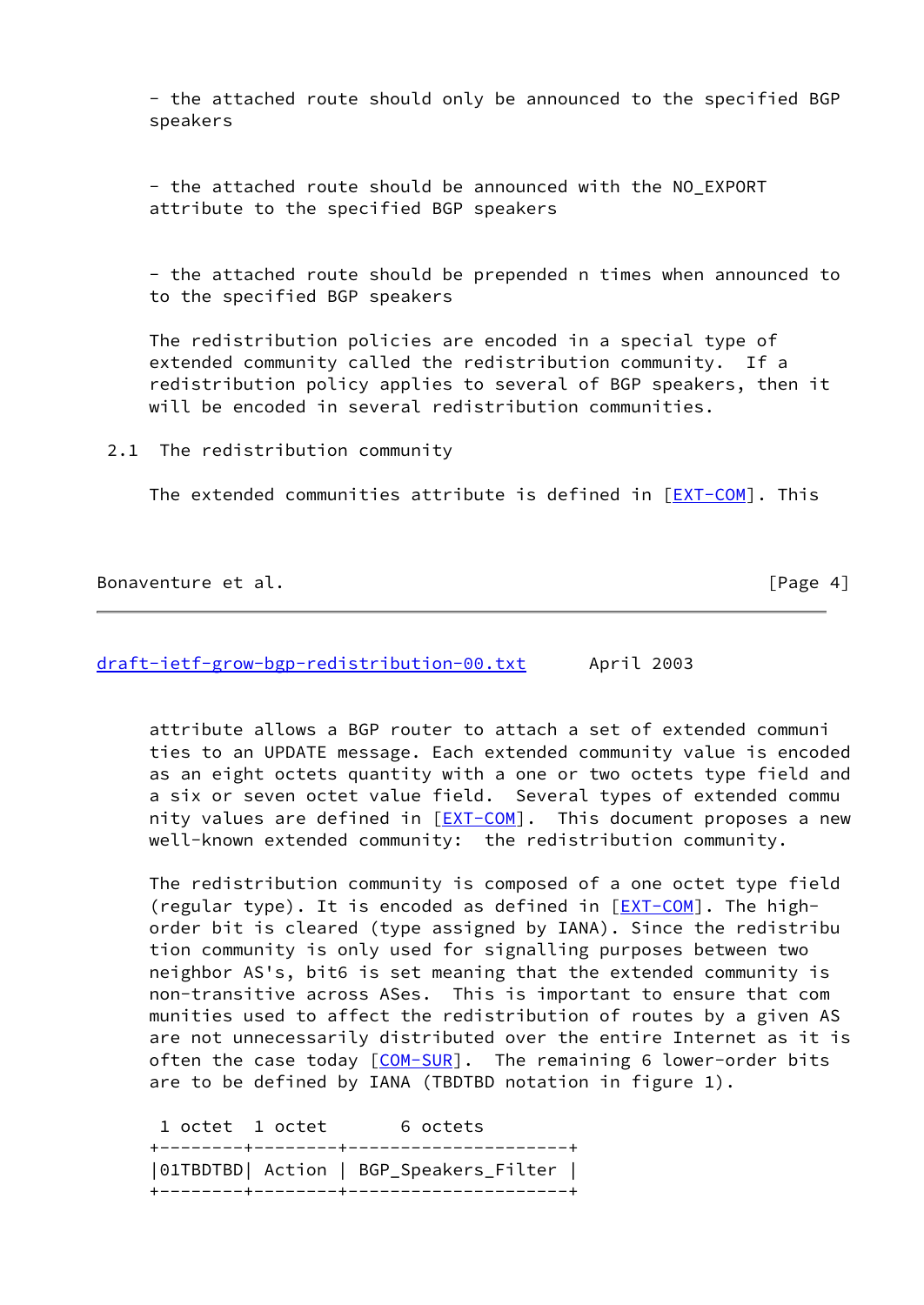- the attached route should only be announced to the specified BGP speakers

- the attached route should be announced with the NO_EXPORT attribute to the specified BGP speakers

- the attached route should be prepended n times when announced to to the specified BGP speakers

The redistribution policies are encoded in a special type of extended community called the redistribution community. If a redistribution policy applies to several of BGP speakers, then it will be encoded in several redistribution communities.

## 2.1 The redistribution community

The extended communities attribute is defined in [EXT-COM]. This attribute allows a BGP router to attach a set of extended communities to an UPDATE message. Each extended community value is encoded as an eight octets quantity with a one or two octets type field and a six or seven octet value field. Several types of extended community values are defined in [EXT-COM]. This document proposes a new well-known extended community: the redistribution community.

The redistribution community is composed of a one octet type field (regular type). It is encoded as defined in [EXT-COM]. The high-order bit is cleared (type assigned by IANA). Since the redistribution community is only used for signalling purposes between two neighbor AS's, bit6 is set meaning that the extended community is non-transitive across ASes. This is important to ensure that communities used to affect the redistribution of routes by a given AS are not unnecessarily distributed over the entire Internet as it is often the case today [COM-SUR]. The remaining 6 lower-order bits are to be defined by IANA (TBDTBD notation in figure 1).

```
 1 octet  1 octet       6 octets
+--------+--------+---------------------+
|01TBDTBD| Action | BGP_Speakers_Filter |
+--------+--------+---------------------+
```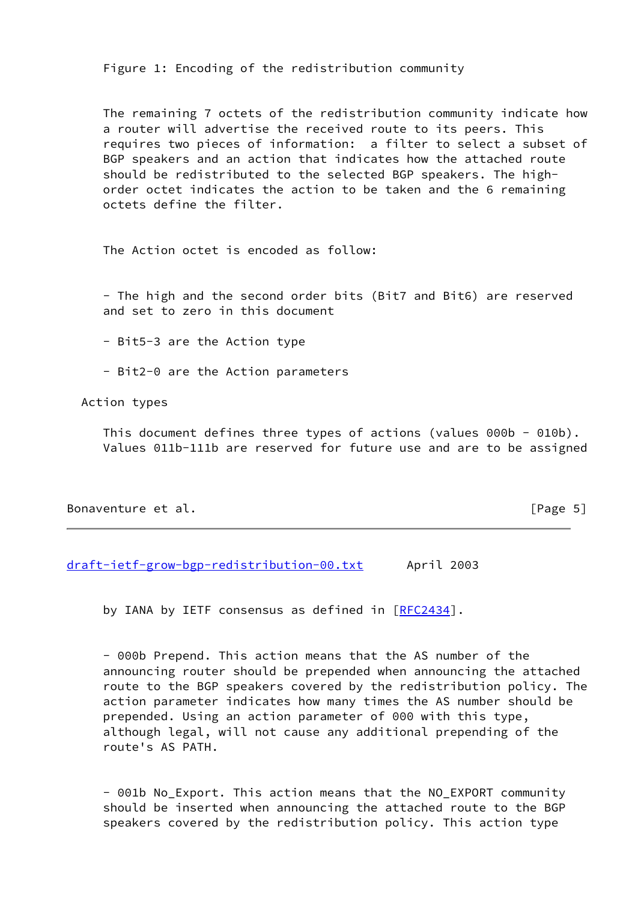Figure 1: Encoding of the redistribution community

The remaining 7 octets of the redistribution community indicate how a router will advertise the received route to its peers. This requires two pieces of information: a filter to select a subset of BGP speakers and an action that indicates how the attached route should be redistributed to the selected BGP speakers. The high-order octet indicates the action to be taken and the 6 remaining octets define the filter.

The Action octet is encoded as follow:

- The high and the second order bits (Bit7 and Bit6) are reserved and set to zero in this document

- Bit5-3 are the Action type

- Bit2-0 are the Action parameters

Action types

This document defines three types of actions (values 000b - 010b). Values 011b-111b are reserved for future use and are to be assigned by IANA by IETF consensus as defined in [RFC2434].

- 000b Prepend. This action means that the AS number of the announcing router should be prepended when announcing the attached route to the BGP speakers covered by the redistribution policy. The action parameter indicates how many times the AS number should be prepended. Using an action parameter of 000 with this type, although legal, will not cause any additional prepending of the route's AS PATH.

- 001b No_Export. This action means that the NO_EXPORT community should be inserted when announcing the attached route to the BGP speakers covered by the redistribution policy. This action type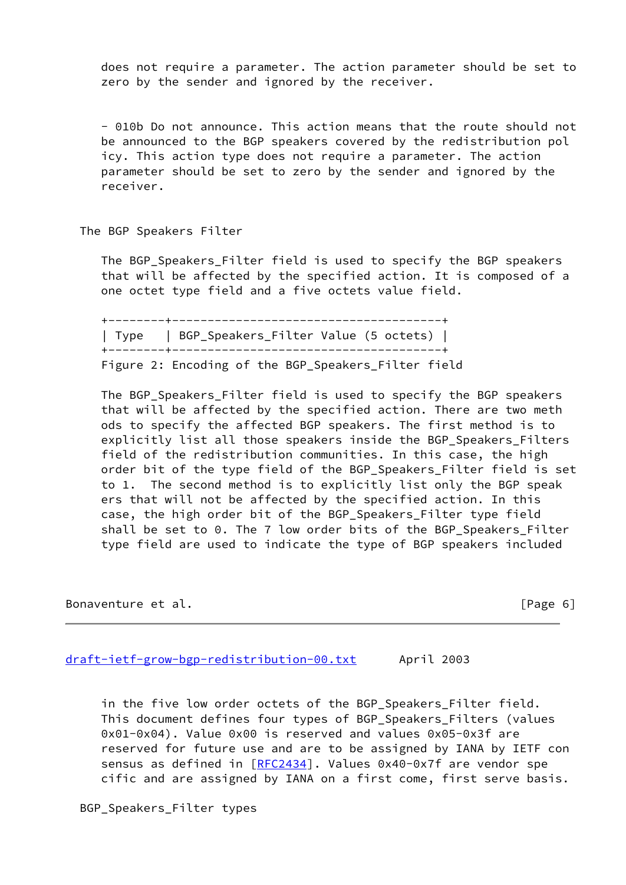does not require a parameter. The action parameter should be set to zero by the sender and ignored by the receiver.

- 010b Do not announce. This action means that the route should not be announced to the BGP speakers covered by the redistribution policy. This action type does not require a parameter. The action parameter should be set to zero by the sender and ignored by the receiver.

## The BGP Speakers Filter

The BGP_Speakers_Filter field is used to specify the BGP speakers that will be affected by the specified action. It is composed of a one octet type field and a five octets value field.

```
+--------+--------------------------------------+
| Type   | BGP_Speakers_Filter Value (5 octets) |
+--------+--------------------------------------+
```

Figure 2: Encoding of the BGP_Speakers_Filter field

The BGP_Speakers_Filter field is used to specify the BGP speakers that will be affected by the specified action. There are two methods to specify the affected BGP speakers. The first method is to explicitly list all those speakers inside the BGP_Speakers_Filters field of the redistribution communities. In this case, the high order bit of the type field of the BGP_Speakers_Filter field is set to 1. The second method is to explicitly list only the BGP speakers that will not be affected by the specified action. In this case, the high order bit of the BGP_Speakers_Filter type field shall be set to 0. The 7 low order bits of the BGP_Speakers_Filter type field are used to indicate the type of BGP speakers included in the five low order octets of the BGP_Speakers_Filter field. This document defines four types of BGP_Speakers_Filters (values 0x01-0x04). Value 0x00 is reserved and values 0x05-0x3f are reserved for future use and are to be assigned by IANA by IETF consensus as defined in [RFC2434]. Values 0x40-0x7f are vendor specific and are assigned by IANA on a first come, first serve basis.

## BGP_Speakers_Filter types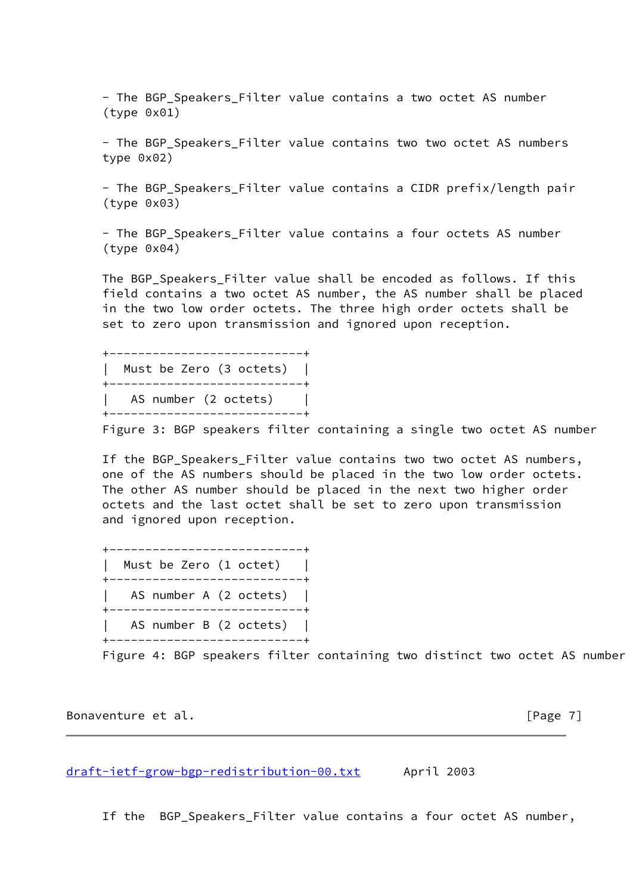- The BGP_Speakers_Filter value contains a two octet AS number (type 0x01)

- The BGP_Speakers_Filter value contains two two octet AS numbers type 0x02)

- The BGP_Speakers_Filter value contains a CIDR prefix/length pair (type 0x03)

- The BGP_Speakers_Filter value contains a four octets AS number (type 0x04)

The BGP_Speakers_Filter value shall be encoded as follows. If this field contains a two octet AS number, the AS number shall be placed in the two low order octets. The three high order octets shall be set to zero upon transmission and ignored upon reception.

```
+---------------------------+
|  Must be Zero (3 octets)  |
+---------------------------+
|   AS number (2 octets)    |
+---------------------------+
```

Figure 3: BGP speakers filter containing a single two octet AS number

If the BGP_Speakers_Filter value contains two two octet AS numbers, one of the AS numbers should be placed in the two low order octets. The other AS number should be placed in the next two higher order octets and the last octet shall be set to zero upon transmission and ignored upon reception.

```
+---------------------------+
|  Must be Zero (1 octet)   |
+---------------------------+
|   AS number A (2 octets)  |
+---------------------------+
|   AS number B (2 octets)  |
+---------------------------+
```

Figure 4: BGP speakers filter containing two distinct two octet AS number

If the  BGP_Speakers_Filter value contains a four octet AS number,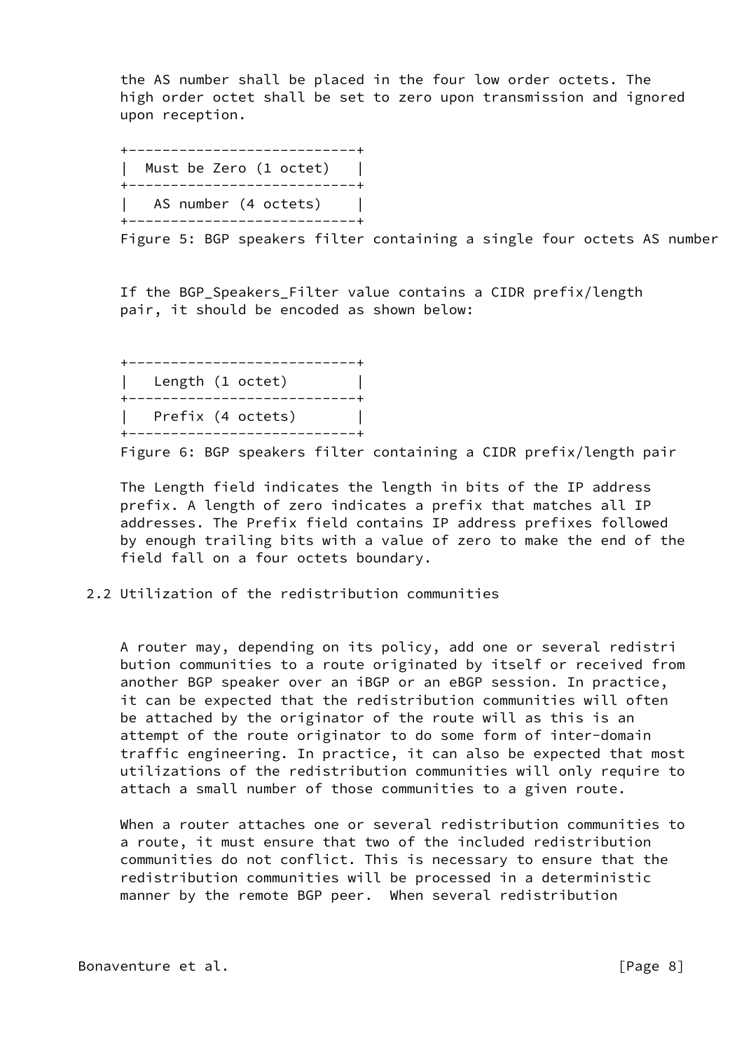the AS number shall be placed in the four low order octets. The high order octet shall be set to zero upon transmission and ignored upon reception.

```
+---------------------------+
|  Must be Zero (1 octet)   |
+---------------------------+
|   AS number (4 octets)    |
+---------------------------+
```

Figure 5: BGP speakers filter containing a single four octets AS number

If the BGP_Speakers_Filter value contains a CIDR prefix/length pair, it should be encoded as shown below:

```
+---------------------------+
|   Length (1 octet)        |
+---------------------------+
|   Prefix (4 octets)       |
+---------------------------+
```

Figure 6: BGP speakers filter containing a CIDR prefix/length pair

The Length field indicates the length in bits of the IP address prefix. A length of zero indicates a prefix that matches all IP addresses. The Prefix field contains IP address prefixes followed by enough trailing bits with a value of zero to make the end of the field fall on a four octets boundary.

## 2.2 Utilization of the redistribution communities

A router may, depending on its policy, add one or several redistri bution communities to a route originated by itself or received from another BGP speaker over an iBGP or an eBGP session. In practice, it can be expected that the redistribution communities will often be attached by the originator of the route will as this is an attempt of the route originator to do some form of inter-domain traffic engineering. In practice, it can also be expected that most utilizations of the redistribution communities will only require to attach a small number of those communities to a given route.

When a router attaches one or several redistribution communities to a route, it must ensure that two of the included redistribution communities do not conflict. This is necessary to ensure that the redistribution communities will be processed in a deterministic manner by the remote BGP peer.  When several redistribution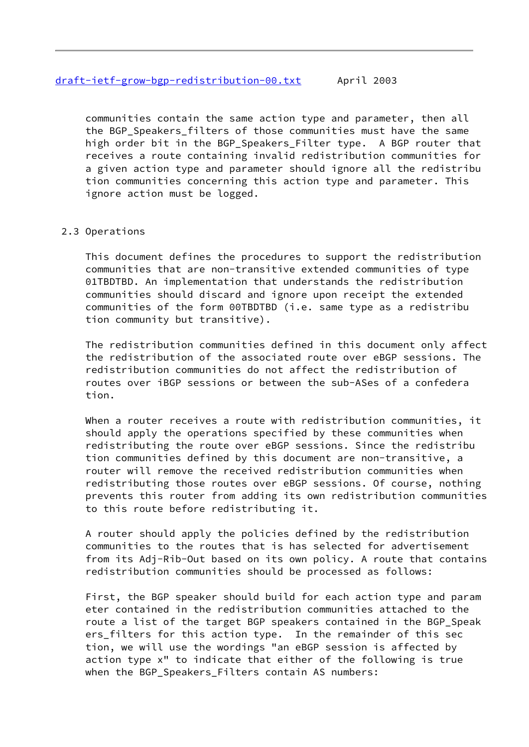communities contain the same action type and parameter, then all the BGP_Speakers_filters of those communities must have the same high order bit in the BGP_Speakers_Filter type. A BGP router that receives a route containing invalid redistribution communities for a given action type and parameter should ignore all the redistribution communities concerning this action type and parameter. This ignore action must be logged.

## 2.3 Operations

This document defines the procedures to support the redistribution communities that are non-transitive extended communities of type 01TBDTBD. An implementation that understands the redistribution communities should discard and ignore upon receipt the extended communities of the form 00TBDTBD (i.e. same type as a redistribution community but transitive).

The redistribution communities defined in this document only affect the redistribution of the associated route over eBGP sessions. The redistribution communities do not affect the redistribution of routes over iBGP sessions or between the sub-ASes of a confederation.

When a router receives a route with redistribution communities, it should apply the operations specified by these communities when redistributing the route over eBGP sessions. Since the redistribution communities defined by this document are non-transitive, a router will remove the received redistribution communities when redistributing those routes over eBGP sessions. Of course, nothing prevents this router from adding its own redistribution communities to this route before redistributing it.

A router should apply the policies defined by the redistribution communities to the routes that is has selected for advertisement from its Adj-Rib-Out based on its own policy. A route that contains redistribution communities should be processed as follows:

First, the BGP speaker should build for each action type and parameter contained in the redistribution communities attached to the route a list of the target BGP speakers contained in the BGP_Speakers_filters for this action type. In the remainder of this section, we will use the wordings "an eBGP session is affected by action type x" to indicate that either of the following is true when the BGP_Speakers_Filters contain AS numbers: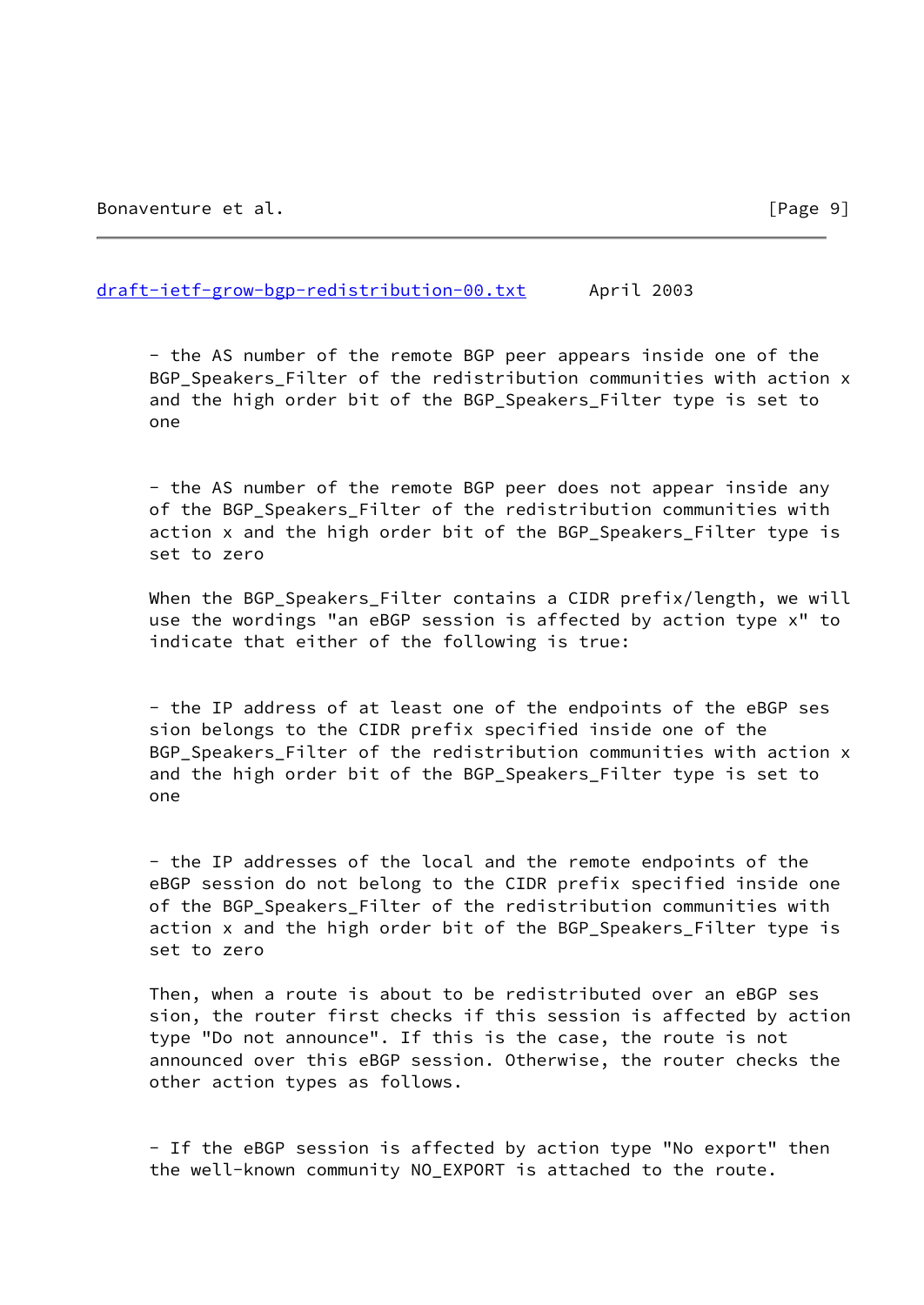- the AS number of the remote BGP peer appears inside one of the BGP_Speakers_Filter of the redistribution communities with action x and the high order bit of the BGP_Speakers_Filter type is set to one

- the AS number of the remote BGP peer does not appear inside any of the BGP_Speakers_Filter of the redistribution communities with action x and the high order bit of the BGP_Speakers_Filter type is set to zero

When the BGP_Speakers_Filter contains a CIDR prefix/length, we will use the wordings "an eBGP session is affected by action type x" to indicate that either of the following is true:

- the IP address of at least one of the endpoints of the eBGP session belongs to the CIDR prefix specified inside one of the BGP_Speakers_Filter of the redistribution communities with action x and the high order bit of the BGP_Speakers_Filter type is set to one

- the IP addresses of the local and the remote endpoints of the eBGP session do not belong to the CIDR prefix specified inside one of the BGP_Speakers_Filter of the redistribution communities with action x and the high order bit of the BGP_Speakers_Filter type is set to zero

Then, when a route is about to be redistributed over an eBGP session, the router first checks if this session is affected by action type "Do not announce". If this is the case, the route is not announced over this eBGP session. Otherwise, the router checks the other action types as follows.

- If the eBGP session is affected by action type "No export" then the well-known community NO_EXPORT is attached to the route.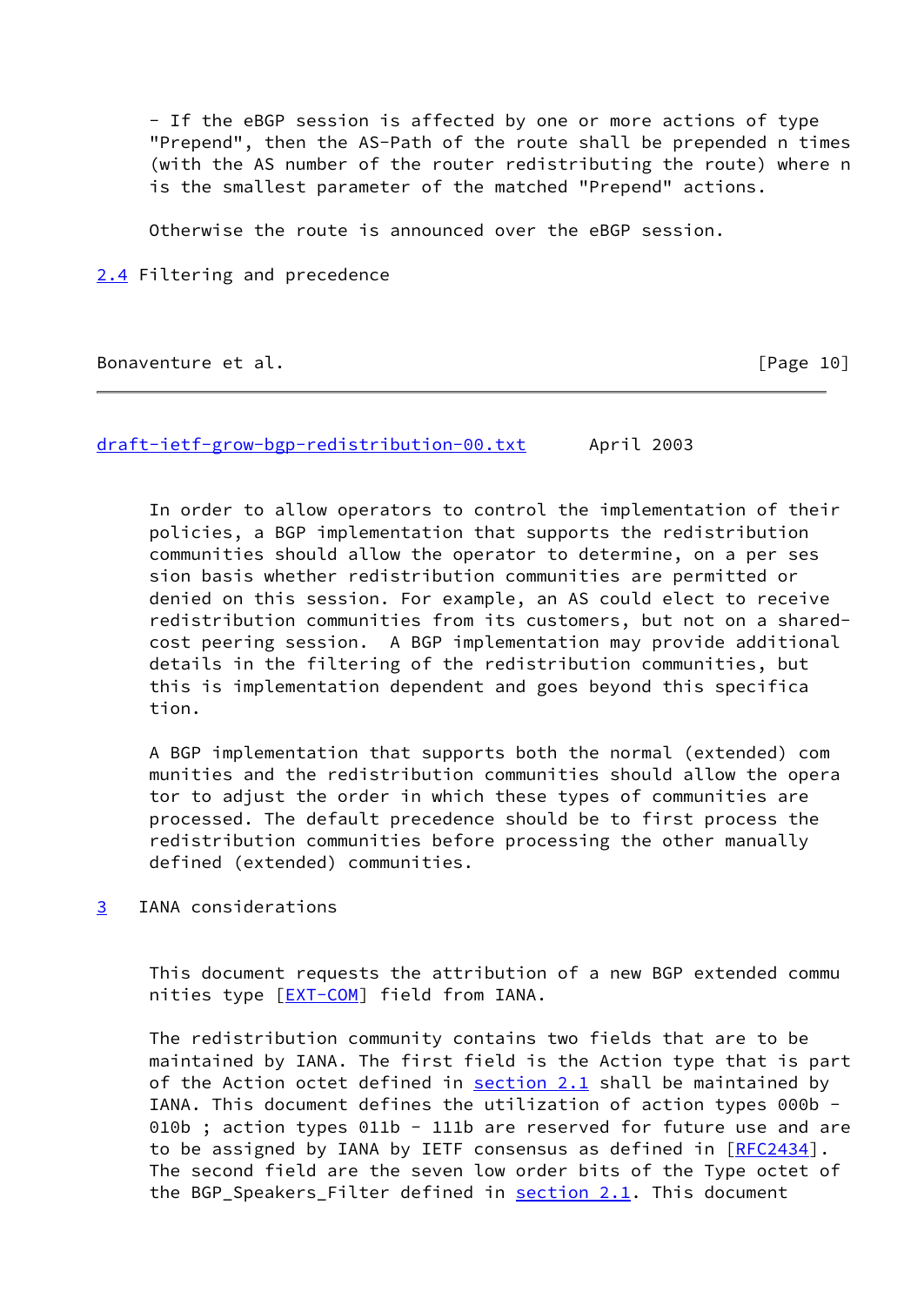- If the eBGP session is affected by one or more actions of type "Prepend", then the AS-Path of the route shall be prepended n times (with the AS number of the router redistributing the route) where n is the smallest parameter of the matched "Prepend" actions.

Otherwise the route is announced over the eBGP session.

## 2.4 Filtering and precedence

In order to allow operators to control the implementation of their policies, a BGP implementation that supports the redistribution communities should allow the operator to determine, on a per session basis whether redistribution communities are permitted or denied on this session. For example, an AS could elect to receive redistribution communities from its customers, but not on a shared-cost peering session. A BGP implementation may provide additional details in the filtering of the redistribution communities, but this is implementation dependent and goes beyond this specification.

A BGP implementation that supports both the normal (extended) communities and the redistribution communities should allow the operator to adjust the order in which these types of communities are processed. The default precedence should be to first process the redistribution communities before processing the other manually defined (extended) communities.

# 3 IANA considerations

This document requests the attribution of a new BGP extended communities type [EXT-COM] field from IANA.

The redistribution community contains two fields that are to be maintained by IANA. The first field is the Action type that is part of the Action octet defined in section 2.1 shall be maintained by IANA. This document defines the utilization of action types 000b - 010b ; action types 011b - 111b are reserved for future use and are to be assigned by IANA by IETF consensus as defined in [RFC2434]. The second field are the seven low order bits of the Type octet of the BGP_Speakers_Filter defined in section 2.1. This document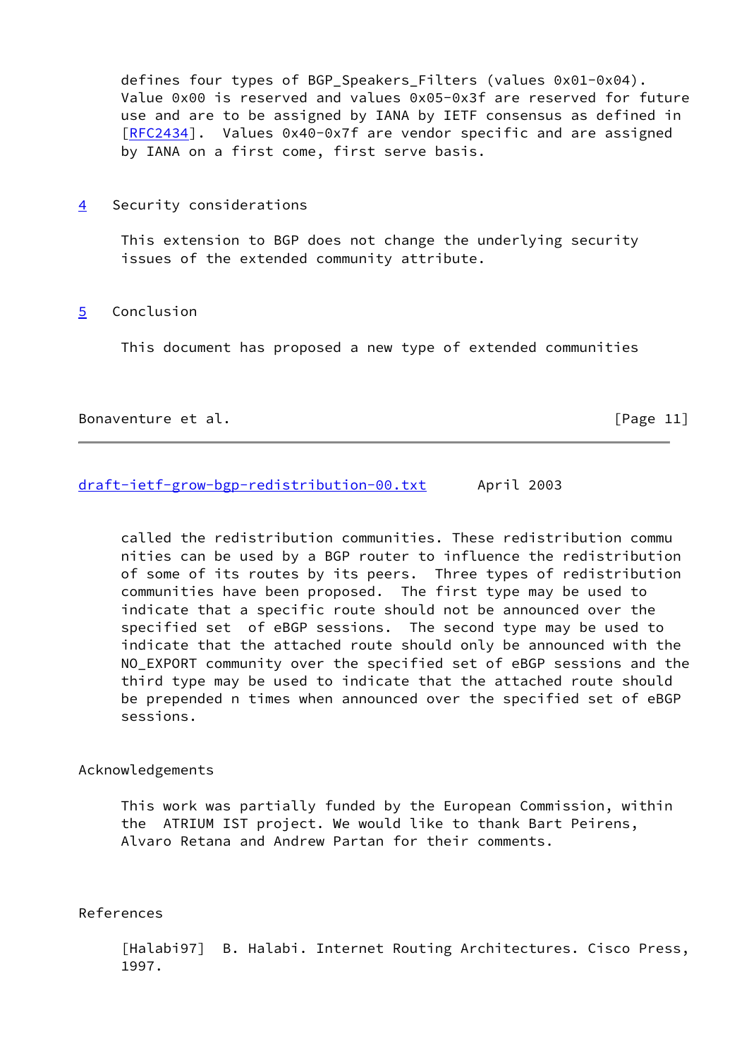defines four types of BGP_Speakers_Filters (values 0x01-0x04). Value 0x00 is reserved and values 0x05-0x3f are reserved for future use and are to be assigned by IANA by IETF consensus as defined in [RFC2434]. Values 0x40-0x7f are vendor specific and are assigned by IANA on a first come, first serve basis.

## 4 Security considerations

This extension to BGP does not change the underlying security issues of the extended community attribute.

## 5 Conclusion

This document has proposed a new type of extended communities called the redistribution communities. These redistribution communities can be used by a BGP router to influence the redistribution of some of its routes by its peers. Three types of redistribution communities have been proposed. The first type may be used to indicate that a specific route should not be announced over the specified set of eBGP sessions. The second type may be used to indicate that the attached route should only be announced with the NO_EXPORT community over the specified set of eBGP sessions and the third type may be used to indicate that the attached route should be prepended n times when announced over the specified set of eBGP sessions.

## Acknowledgements

This work was partially funded by the European Commission, within the ATRIUM IST project. We would like to thank Bart Peirens, Alvaro Retana and Andrew Partan for their comments.

## References

[Halabi97] B. Halabi. Internet Routing Architectures. Cisco Press, 1997.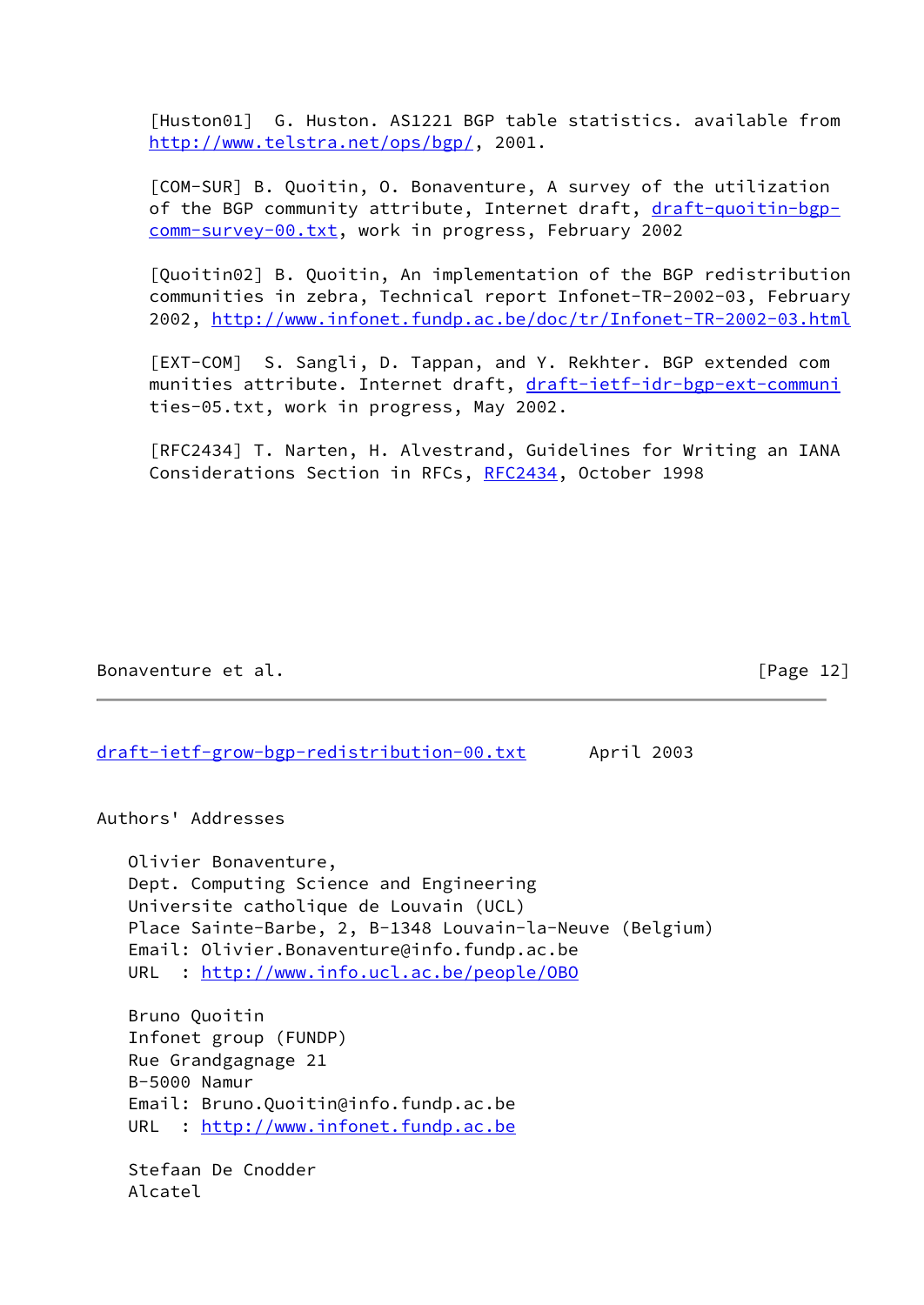[Huston01] G. Huston. AS1221 BGP table statistics. available from http://www.telstra.net/ops/bgp/, 2001.

[COM-SUR] B. Quoitin, O. Bonaventure, A survey of the utilization of the BGP community attribute, Internet draft, draft-quoitin-bgp-comm-survey-00.txt, work in progress, February 2002

[Quoitin02] B. Quoitin, An implementation of the BGP redistribution communities in zebra, Technical report Infonet-TR-2002-03, February 2002, http://www.infonet.fundp.ac.be/doc/tr/Infonet-TR-2002-03.html

[EXT-COM] S. Sangli, D. Tappan, and Y. Rekhter. BGP extended communities attribute. Internet draft, draft-ietf-idr-bgp-ext-communities-05.txt, work in progress, May 2002.

[RFC2434] T. Narten, H. Alvestrand, Guidelines for Writing an IANA Considerations Section in RFCs, RFC2434, October 1998

## Authors' Addresses

Olivier Bonaventure,
Dept. Computing Science and Engineering
Universite catholique de Louvain (UCL)
Place Sainte-Barbe, 2, B-1348 Louvain-la-Neuve (Belgium)
Email: Olivier.Bonaventure@info.fundp.ac.be
URL : http://www.info.ucl.ac.be/people/OBO

Bruno Quoitin
Infonet group (FUNDP)
Rue Grandgagnage 21
B-5000 Namur
Email: Bruno.Quoitin@info.fundp.ac.be
URL : http://www.infonet.fundp.ac.be

Stefaan De Cnodder
Alcatel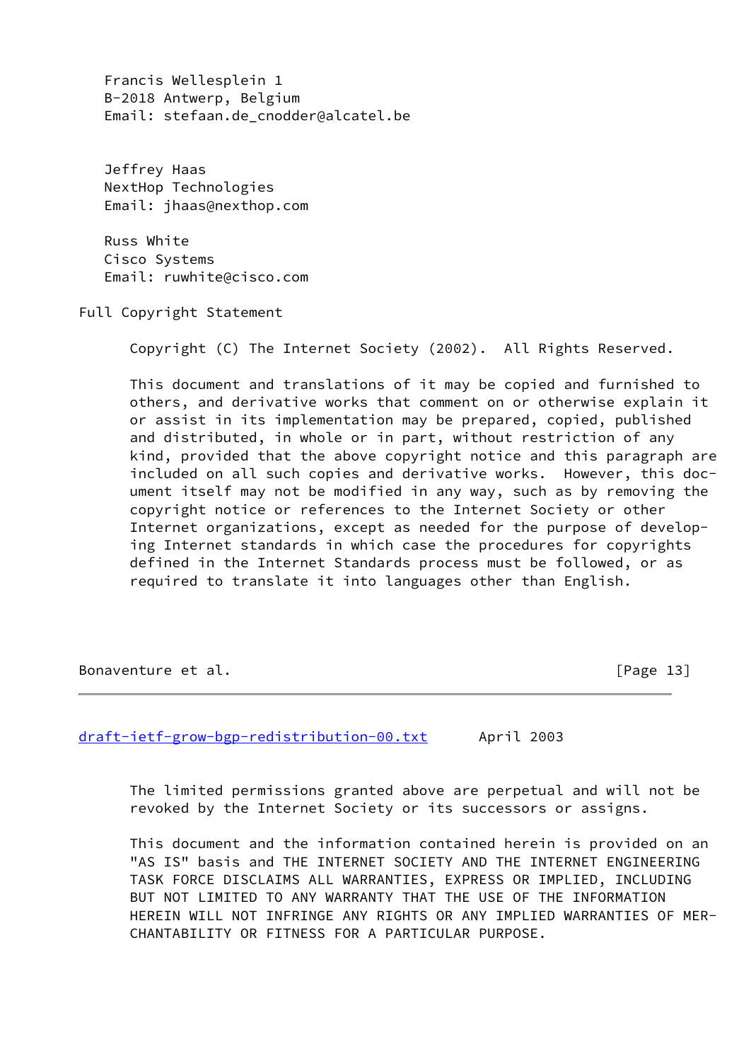Francis Wellesplein 1
B-2018 Antwerp, Belgium
Email: stefaan.de_cnodder@alcatel.be

Jeffrey Haas
NextHop Technologies
Email: jhaas@nexthop.com

Russ White
Cisco Systems
Email: ruwhite@cisco.com

## Full Copyright Statement

Copyright (C) The Internet Society (2002). All Rights Reserved.

This document and translations of it may be copied and furnished to others, and derivative works that comment on or otherwise explain it or assist in its implementation may be prepared, copied, published and distributed, in whole or in part, without restriction of any kind, provided that the above copyright notice and this paragraph are included on all such copies and derivative works. However, this document itself may not be modified in any way, such as by removing the copyright notice or references to the Internet Society or other Internet organizations, except as needed for the purpose of developing Internet standards in which case the procedures for copyrights defined in the Internet Standards process must be followed, or as required to translate it into languages other than English.

The limited permissions granted above are perpetual and will not be revoked by the Internet Society or its successors or assigns.

This document and the information contained herein is provided on an "AS IS" basis and THE INTERNET SOCIETY AND THE INTERNET ENGINEERING TASK FORCE DISCLAIMS ALL WARRANTIES, EXPRESS OR IMPLIED, INCLUDING BUT NOT LIMITED TO ANY WARRANTY THAT THE USE OF THE INFORMATION HEREIN WILL NOT INFRINGE ANY RIGHTS OR ANY IMPLIED WARRANTIES OF MERCHANTABILITY OR FITNESS FOR A PARTICULAR PURPOSE.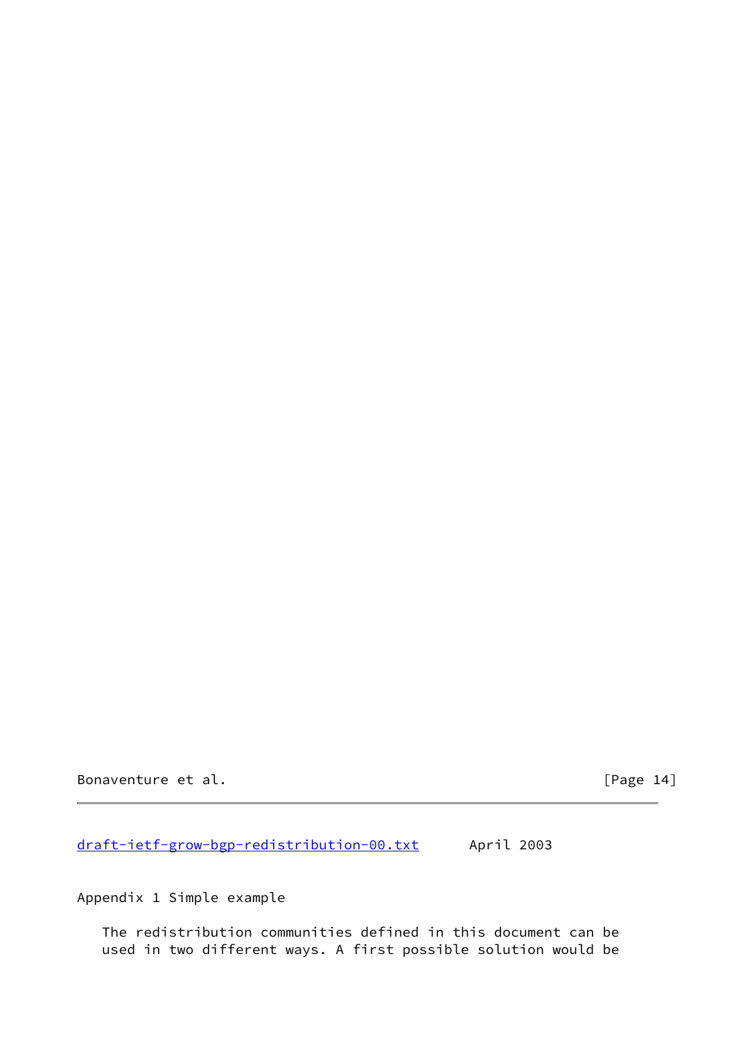## Appendix 1 Simple example

The redistribution communities defined in this document can be used in two different ways. A first possible solution would be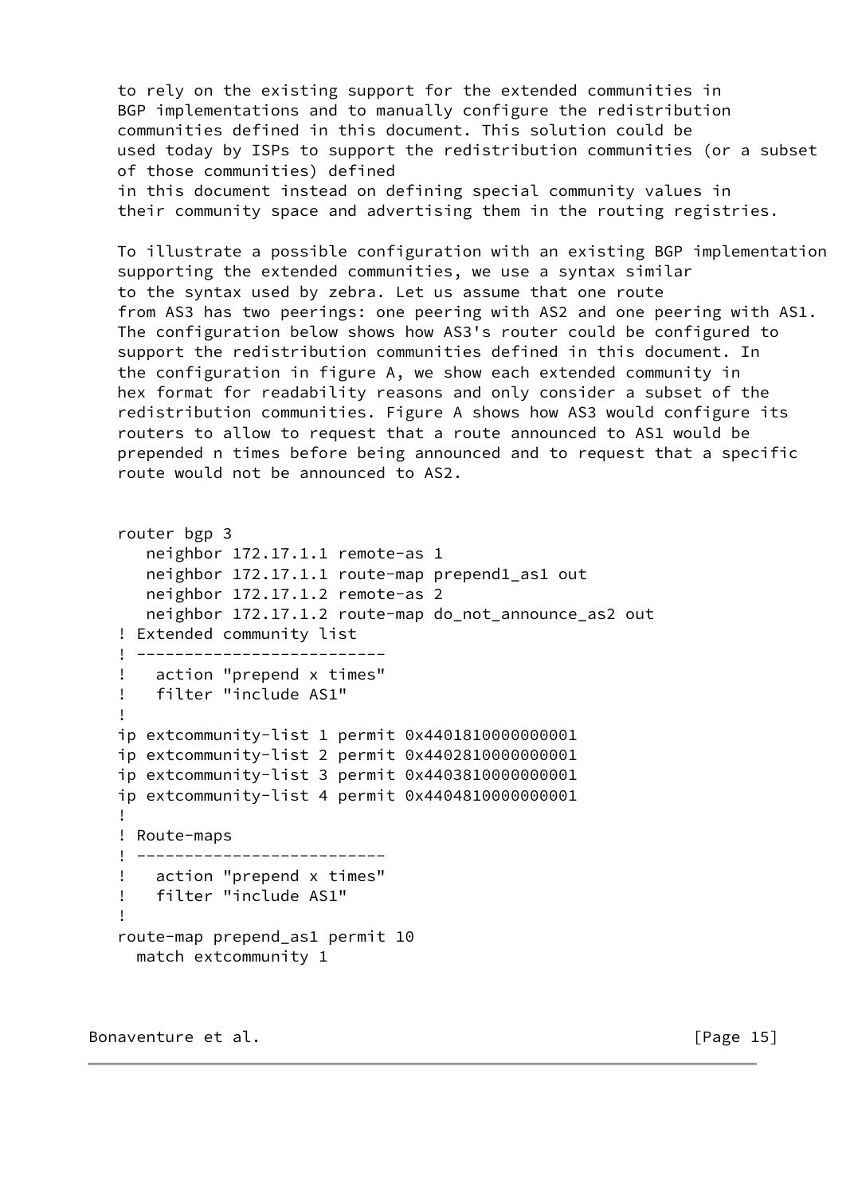to rely on the existing support for the extended communities in BGP implementations and to manually configure the redistribution communities defined in this document. This solution could be used today by ISPs to support the redistribution communities (or a subset of those communities) defined in this document instead on defining special community values in their community space and advertising them in the routing registries.

To illustrate a possible configuration with an existing BGP implementation supporting the extended communities, we use a syntax similar to the syntax used by zebra. Let us assume that one route from AS3 has two peerings: one peering with AS2 and one peering with AS1. The configuration below shows how AS3's router could be configured to support the redistribution communities defined in this document. In the configuration in figure A, we show each extended community in hex format for readability reasons and only consider a subset of the redistribution communities. Figure A shows how AS3 would configure its routers to allow to request that a route announced to AS1 would be prepended n times before being announced and to request that a specific route would not be announced to AS2.

```
router bgp 3
   neighbor 172.17.1.1 remote-as 1
   neighbor 172.17.1.1 route-map prepend1_as1 out
   neighbor 172.17.1.2 remote-as 2
   neighbor 172.17.1.2 route-map do_not_announce_as2 out
! Extended community list
! -------------------------
!   action "prepend x times"
!   filter "include AS1"
!
ip extcommunity-list 1 permit 0x4401810000000001
ip extcommunity-list 2 permit 0x4402810000000001
ip extcommunity-list 3 permit 0x4403810000000001
ip extcommunity-list 4 permit 0x4404810000000001
!
! Route-maps
! -------------------------
!   action "prepend x times"
!   filter "include AS1"
!
route-map prepend_as1 permit 10
  match extcommunity 1
```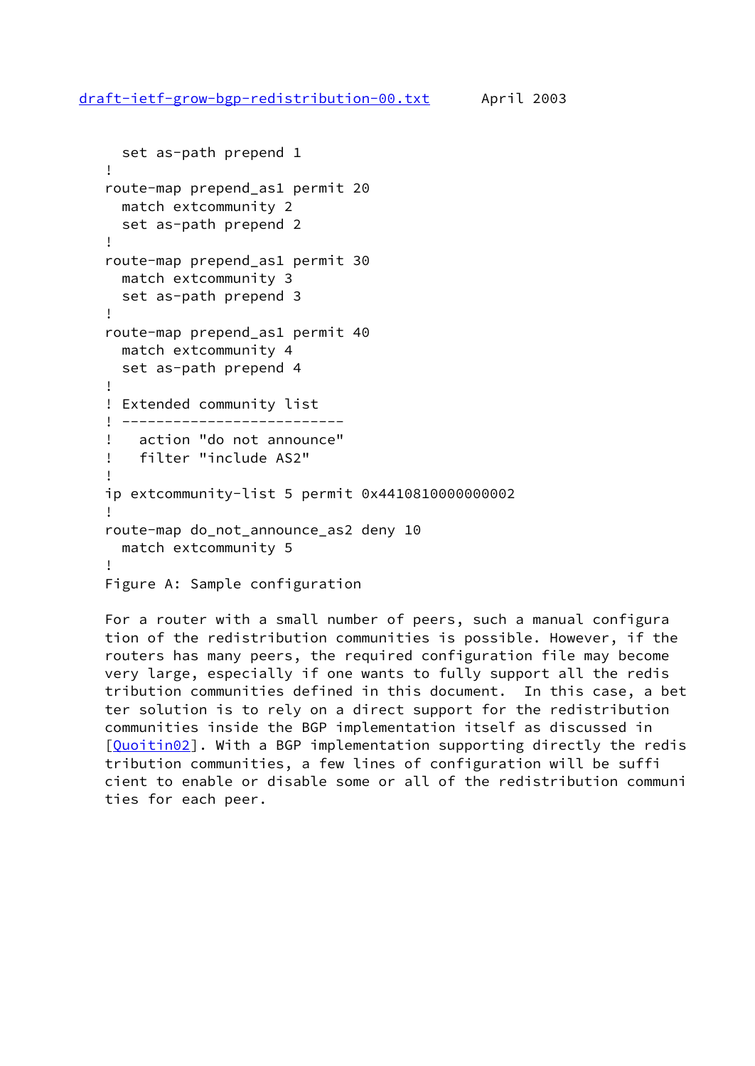```
  set as-path prepend 1
!
route-map prepend_as1 permit 20
  match extcommunity 2
  set as-path prepend 2
!
route-map prepend_as1 permit 30
  match extcommunity 3
  set as-path prepend 3
!
route-map prepend_as1 permit 40
  match extcommunity 4
  set as-path prepend 4
!
! Extended community list
! --------------------------
!   action "do not announce"
!   filter "include AS2"
!
ip extcommunity-list 5 permit 0x4410810000000002
!
route-map do_not_announce_as2 deny 10
  match extcommunity 5
!
```

Figure A: Sample configuration

For a router with a small number of peers, such a manual configuration of the redistribution communities is possible. However, if the routers has many peers, the required configuration file may become very large, especially if one wants to fully support all the redistribution communities defined in this document. In this case, a better solution is to rely on a direct support for the redistribution communities inside the BGP implementation itself as discussed in [Quoitin02]. With a BGP implementation supporting directly the redistribution communities, a few lines of configuration will be sufficient to enable or disable some or all of the redistribution communities for each peer.